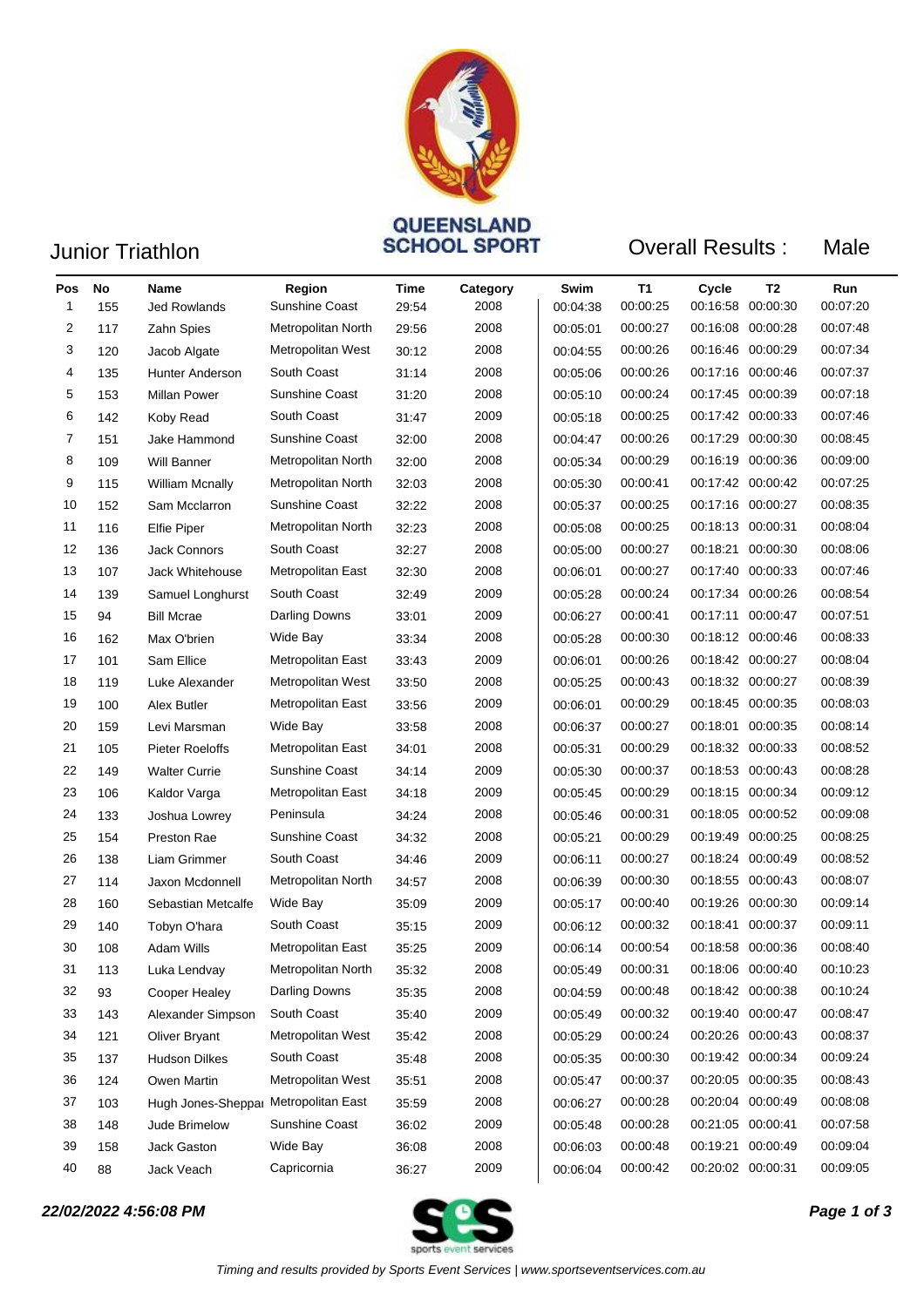QUEENSLAND SCHOOL SPORT

# Junior Triathlon

## Overall Results : Male

| Pos | No | Name | Region | Time | Category | Swim | T1 | Cycle | T2 | Run |
|---|---|---|---|---|---|---|---|---|---|---|
| 1 | 155 | Jed Rowlands | Sunshine Coast | 29:54 | 2008 | 00:04:38 | 00:00:25 | 00:16:58 | 00:00:30 | 00:07:20 |
| 2 | 117 | Zahn Spies | Metropolitan North | 29:56 | 2008 | 00:05:01 | 00:00:27 | 00:16:08 | 00:00:28 | 00:07:48 |
| 3 | 120 | Jacob Algate | Metropolitan West | 30:12 | 2008 | 00:04:55 | 00:00:26 | 00:16:46 | 00:00:29 | 00:07:34 |
| 4 | 135 | Hunter Anderson | South Coast | 31:14 | 2008 | 00:05:06 | 00:00:26 | 00:17:16 | 00:00:46 | 00:07:37 |
| 5 | 153 | Millan Power | Sunshine Coast | 31:20 | 2008 | 00:05:10 | 00:00:24 | 00:17:45 | 00:00:39 | 00:07:18 |
| 6 | 142 | Koby Read | South Coast | 31:47 | 2009 | 00:05:18 | 00:00:25 | 00:17:42 | 00:00:33 | 00:07:46 |
| 7 | 151 | Jake Hammond | Sunshine Coast | 32:00 | 2008 | 00:04:47 | 00:00:26 | 00:17:29 | 00:00:30 | 00:08:45 |
| 8 | 109 | Will Banner | Metropolitan North | 32:00 | 2008 | 00:05:34 | 00:00:29 | 00:16:19 | 00:00:36 | 00:09:00 |
| 9 | 115 | William Mcnally | Metropolitan North | 32:03 | 2008 | 00:05:30 | 00:00:41 | 00:17:42 | 00:00:42 | 00:07:25 |
| 10 | 152 | Sam Mcclarron | Sunshine Coast | 32:22 | 2008 | 00:05:37 | 00:00:25 | 00:17:16 | 00:00:27 | 00:08:35 |
| 11 | 116 | Elfie Piper | Metropolitan North | 32:23 | 2008 | 00:05:08 | 00:00:25 | 00:18:13 | 00:00:31 | 00:08:04 |
| 12 | 136 | Jack Connors | South Coast | 32:27 | 2008 | 00:05:00 | 00:00:27 | 00:18:21 | 00:00:30 | 00:08:06 |
| 13 | 107 | Jack Whitehouse | Metropolitan East | 32:30 | 2008 | 00:06:01 | 00:00:27 | 00:17:40 | 00:00:33 | 00:07:46 |
| 14 | 139 | Samuel Longhurst | South Coast | 32:49 | 2009 | 00:05:28 | 00:00:24 | 00:17:34 | 00:00:26 | 00:08:54 |
| 15 | 94 | Bill Mcrae | Darling Downs | 33:01 | 2009 | 00:06:27 | 00:00:41 | 00:17:11 | 00:00:47 | 00:07:51 |
| 16 | 162 | Max O'brien | Wide Bay | 33:34 | 2008 | 00:05:28 | 00:00:30 | 00:18:12 | 00:00:46 | 00:08:33 |
| 17 | 101 | Sam Ellice | Metropolitan East | 33:43 | 2009 | 00:06:01 | 00:00:26 | 00:18:42 | 00:00:27 | 00:08:04 |
| 18 | 119 | Luke Alexander | Metropolitan West | 33:50 | 2008 | 00:05:25 | 00:00:43 | 00:18:32 | 00:00:27 | 00:08:39 |
| 19 | 100 | Alex Butler | Metropolitan East | 33:56 | 2009 | 00:06:01 | 00:00:29 | 00:18:45 | 00:00:35 | 00:08:03 |
| 20 | 159 | Levi Marsman | Wide Bay | 33:58 | 2008 | 00:06:37 | 00:00:27 | 00:18:01 | 00:00:35 | 00:08:14 |
| 21 | 105 | Pieter Roeloffs | Metropolitan East | 34:01 | 2008 | 00:05:31 | 00:00:29 | 00:18:32 | 00:00:33 | 00:08:52 |
| 22 | 149 | Walter Currie | Sunshine Coast | 34:14 | 2009 | 00:05:30 | 00:00:37 | 00:18:53 | 00:00:43 | 00:08:28 |
| 23 | 106 | Kaldor Varga | Metropolitan East | 34:18 | 2009 | 00:05:45 | 00:00:29 | 00:18:15 | 00:00:34 | 00:09:12 |
| 24 | 133 | Joshua Lowrey | Peninsula | 34:24 | 2008 | 00:05:46 | 00:00:31 | 00:18:05 | 00:00:52 | 00:09:08 |
| 25 | 154 | Preston Rae | Sunshine Coast | 34:32 | 2008 | 00:05:21 | 00:00:29 | 00:19:49 | 00:00:25 | 00:08:25 |
| 26 | 138 | Liam Grimmer | South Coast | 34:46 | 2009 | 00:06:11 | 00:00:27 | 00:18:24 | 00:00:49 | 00:08:52 |
| 27 | 114 | Jaxon Mcdonnell | Metropolitan North | 34:57 | 2008 | 00:06:39 | 00:00:30 | 00:18:55 | 00:00:43 | 00:08:07 |
| 28 | 160 | Sebastian Metcalfe | Wide Bay | 35:09 | 2009 | 00:05:17 | 00:00:40 | 00:19:26 | 00:00:30 | 00:09:14 |
| 29 | 140 | Tobyn O'hara | South Coast | 35:15 | 2009 | 00:06:12 | 00:00:32 | 00:18:41 | 00:00:37 | 00:09:11 |
| 30 | 108 | Adam Wills | Metropolitan East | 35:25 | 2009 | 00:06:14 | 00:00:54 | 00:18:58 | 00:00:36 | 00:08:40 |
| 31 | 113 | Luka Lendvay | Metropolitan North | 35:32 | 2008 | 00:05:49 | 00:00:31 | 00:18:06 | 00:00:40 | 00:10:23 |
| 32 | 93 | Cooper Healey | Darling Downs | 35:35 | 2008 | 00:04:59 | 00:00:48 | 00:18:42 | 00:00:38 | 00:10:24 |
| 33 | 143 | Alexander Simpson | South Coast | 35:40 | 2009 | 00:05:49 | 00:00:32 | 00:19:40 | 00:00:47 | 00:08:47 |
| 34 | 121 | Oliver Bryant | Metropolitan West | 35:42 | 2008 | 00:05:29 | 00:00:24 | 00:20:26 | 00:00:43 | 00:08:37 |
| 35 | 137 | Hudson Dilkes | South Coast | 35:48 | 2008 | 00:05:35 | 00:00:30 | 00:19:42 | 00:00:34 | 00:09:24 |
| 36 | 124 | Owen Martin | Metropolitan West | 35:51 | 2008 | 00:05:47 | 00:00:37 | 00:20:05 | 00:00:35 | 00:08:43 |
| 37 | 103 | Hugh Jones-Sheppai | Metropolitan East | 35:59 | 2008 | 00:06:27 | 00:00:28 | 00:20:04 | 00:00:49 | 00:08:08 |
| 38 | 148 | Jude Brimelow | Sunshine Coast | 36:02 | 2009 | 00:05:48 | 00:00:28 | 00:21:05 | 00:00:41 | 00:07:58 |
| 39 | 158 | Jack Gaston | Wide Bay | 36:08 | 2008 | 00:06:03 | 00:00:48 | 00:19:21 | 00:00:49 | 00:09:04 |
| 40 | 88 | Jack Veach | Capricornia | 36:27 | 2009 | 00:06:04 | 00:00:42 | 00:20:02 | 00:00:31 | 00:09:05 |

***22/02/2022 4:56:08 PM***

*Timing and results provided by Sports Event Services | www.sportseventservices.com.au*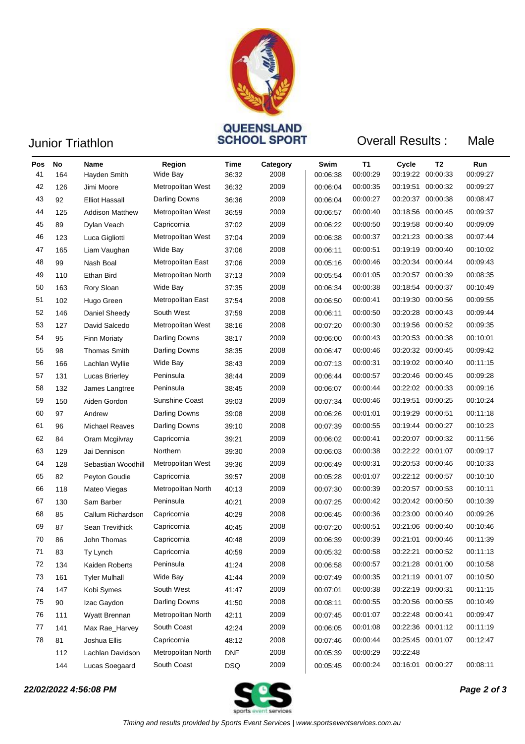QUEENSLAND SCHOOL SPORT

Junior Triathlon

Overall Results : Male

| Pos | No | Name | Region | Time | Category | Swim | T1 | Cycle | T2 | Run |
|---|---|---|---|---|---|---|---|---|---|---|
| 41 | 164 | Hayden Smith | Wide Bay | 36:32 | 2008 | 00:06:38 | 00:00:29 | 00:19:22 | 00:00:33 | 00:09:27 |
| 42 | 126 | Jimi Moore | Metropolitan West | 36:32 | 2009 | 00:06:04 | 00:00:35 | 00:19:51 | 00:00:32 | 00:09:27 |
| 43 | 92 | Elliot Hassall | Darling Downs | 36:36 | 2009 | 00:06:04 | 00:00:27 | 00:20:37 | 00:00:38 | 00:08:47 |
| 44 | 125 | Addison Matthew | Metropolitan West | 36:59 | 2009 | 00:06:57 | 00:00:40 | 00:18:56 | 00:00:45 | 00:09:37 |
| 45 | 89 | Dylan Veach | Capricornia | 37:02 | 2009 | 00:06:22 | 00:00:50 | 00:19:58 | 00:00:40 | 00:09:09 |
| 46 | 123 | Luca Gigliotti | Metropolitan West | 37:04 | 2009 | 00:06:38 | 00:00:37 | 00:21:23 | 00:00:38 | 00:07:44 |
| 47 | 165 | Liam Vaughan | Wide Bay | 37:06 | 2008 | 00:06:11 | 00:00:51 | 00:19:19 | 00:00:40 | 00:10:02 |
| 48 | 99 | Nash Boal | Metropolitan East | 37:06 | 2009 | 00:05:16 | 00:00:46 | 00:20:34 | 00:00:44 | 00:09:43 |
| 49 | 110 | Ethan Bird | Metropolitan North | 37:13 | 2009 | 00:05:54 | 00:01:05 | 00:20:57 | 00:00:39 | 00:08:35 |
| 50 | 163 | Rory Sloan | Wide Bay | 37:35 | 2008 | 00:06:34 | 00:00:38 | 00:18:54 | 00:00:37 | 00:10:49 |
| 51 | 102 | Hugo Green | Metropolitan East | 37:54 | 2008 | 00:06:50 | 00:00:41 | 00:19:30 | 00:00:56 | 00:09:55 |
| 52 | 146 | Daniel Sheedy | South West | 37:59 | 2008 | 00:06:11 | 00:00:50 | 00:20:28 | 00:00:43 | 00:09:44 |
| 53 | 127 | David Salcedo | Metropolitan West | 38:16 | 2008 | 00:07:20 | 00:00:30 | 00:19:56 | 00:00:52 | 00:09:35 |
| 54 | 95 | Finn Moriaty | Darling Downs | 38:17 | 2009 | 00:06:00 | 00:00:43 | 00:20:53 | 00:00:38 | 00:10:01 |
| 55 | 98 | Thomas Smith | Darling Downs | 38:35 | 2008 | 00:06:47 | 00:00:46 | 00:20:32 | 00:00:45 | 00:09:42 |
| 56 | 166 | Lachlan Wyllie | Wide Bay | 38:43 | 2009 | 00:07:13 | 00:00:31 | 00:19:02 | 00:00:40 | 00:11:15 |
| 57 | 131 | Lucas Brierley | Peninsula | 38:44 | 2009 | 00:06:44 | 00:00:57 | 00:20:46 | 00:00:45 | 00:09:28 |
| 58 | 132 | James Langtree | Peninsula | 38:45 | 2009 | 00:06:07 | 00:00:44 | 00:22:02 | 00:00:33 | 00:09:16 |
| 59 | 150 | Aiden Gordon | Sunshine Coast | 39:03 | 2009 | 00:07:34 | 00:00:46 | 00:19:51 | 00:00:25 | 00:10:24 |
| 60 | 97 | Andrew | Darling Downs | 39:08 | 2008 | 00:06:26 | 00:01:01 | 00:19:29 | 00:00:51 | 00:11:18 |
| 61 | 96 | Michael Reaves | Darling Downs | 39:10 | 2008 | 00:07:39 | 00:00:55 | 00:19:44 | 00:00:27 | 00:10:23 |
| 62 | 84 | Oram Mcgilvray | Capricornia | 39:21 | 2009 | 00:06:02 | 00:00:41 | 00:20:07 | 00:00:32 | 00:11:56 |
| 63 | 129 | Jai Dennison | Northern | 39:30 | 2009 | 00:06:03 | 00:00:38 | 00:22:22 | 00:01:07 | 00:09:17 |
| 64 | 128 | Sebastian Woodhill | Metropolitan West | 39:36 | 2009 | 00:06:49 | 00:00:31 | 00:20:53 | 00:00:46 | 00:10:33 |
| 65 | 82 | Peyton Goudie | Capricornia | 39:57 | 2008 | 00:05:28 | 00:01:07 | 00:22:12 | 00:00:57 | 00:10:10 |
| 66 | 118 | Mateo Viegas | Metropolitan North | 40:13 | 2009 | 00:07:30 | 00:00:39 | 00:20:57 | 00:00:53 | 00:10:11 |
| 67 | 130 | Sam Barber | Peninsula | 40:21 | 2009 | 00:07:25 | 00:00:42 | 00:20:42 | 00:00:50 | 00:10:39 |
| 68 | 85 | Callum Richardson | Capricornia | 40:29 | 2008 | 00:06:45 | 00:00:36 | 00:23:00 | 00:00:40 | 00:09:26 |
| 69 | 87 | Sean Trevithick | Capricornia | 40:45 | 2008 | 00:07:20 | 00:00:51 | 00:21:06 | 00:00:40 | 00:10:46 |
| 70 | 86 | John Thomas | Capricornia | 40:48 | 2009 | 00:06:39 | 00:00:39 | 00:21:01 | 00:00:46 | 00:11:39 |
| 71 | 83 | Ty Lynch | Capricornia | 40:59 | 2009 | 00:05:32 | 00:00:58 | 00:22:21 | 00:00:52 | 00:11:13 |
| 72 | 134 | Kaiden Roberts | Peninsula | 41:24 | 2008 | 00:06:58 | 00:00:57 | 00:21:28 | 00:01:00 | 00:10:58 |
| 73 | 161 | Tyler Mulhall | Wide Bay | 41:44 | 2009 | 00:07:49 | 00:00:35 | 00:21:19 | 00:01:07 | 00:10:50 |
| 74 | 147 | Kobi Symes | South West | 41:47 | 2009 | 00:07:01 | 00:00:38 | 00:22:19 | 00:00:31 | 00:11:15 |
| 75 | 90 | Izac Gaydon | Darling Downs | 41:50 | 2008 | 00:08:11 | 00:00:55 | 00:20:56 | 00:00:55 | 00:10:49 |
| 76 | 111 | Wyatt Brennan | Metropolitan North | 42:11 | 2009 | 00:07:45 | 00:01:07 | 00:22:48 | 00:00:41 | 00:09:47 |
| 77 | 141 | Max Rae_Harvey | South Coast | 42:24 | 2009 | 00:06:05 | 00:01:08 | 00:22:36 | 00:01:12 | 00:11:19 |
| 78 | 81 | Joshua Ellis | Capricornia | 48:12 | 2008 | 00:07:46 | 00:00:44 | 00:25:45 | 00:01:07 | 00:12:47 |
| | 112 | Lachlan Davidson | Metropolitan North | DNF | 2008 | 00:05:39 | 00:00:29 | 00:22:48 | | |
| | 144 | Lucas Soegaard | South Coast | DSQ | 2009 | 00:05:45 | 00:00:24 | 00:16:01 | 00:00:27 | 00:08:11 |

***22/02/2022 4:56:08 PM***

*Timing and results provided by Sports Event Services | www.sportseventservices.com.au*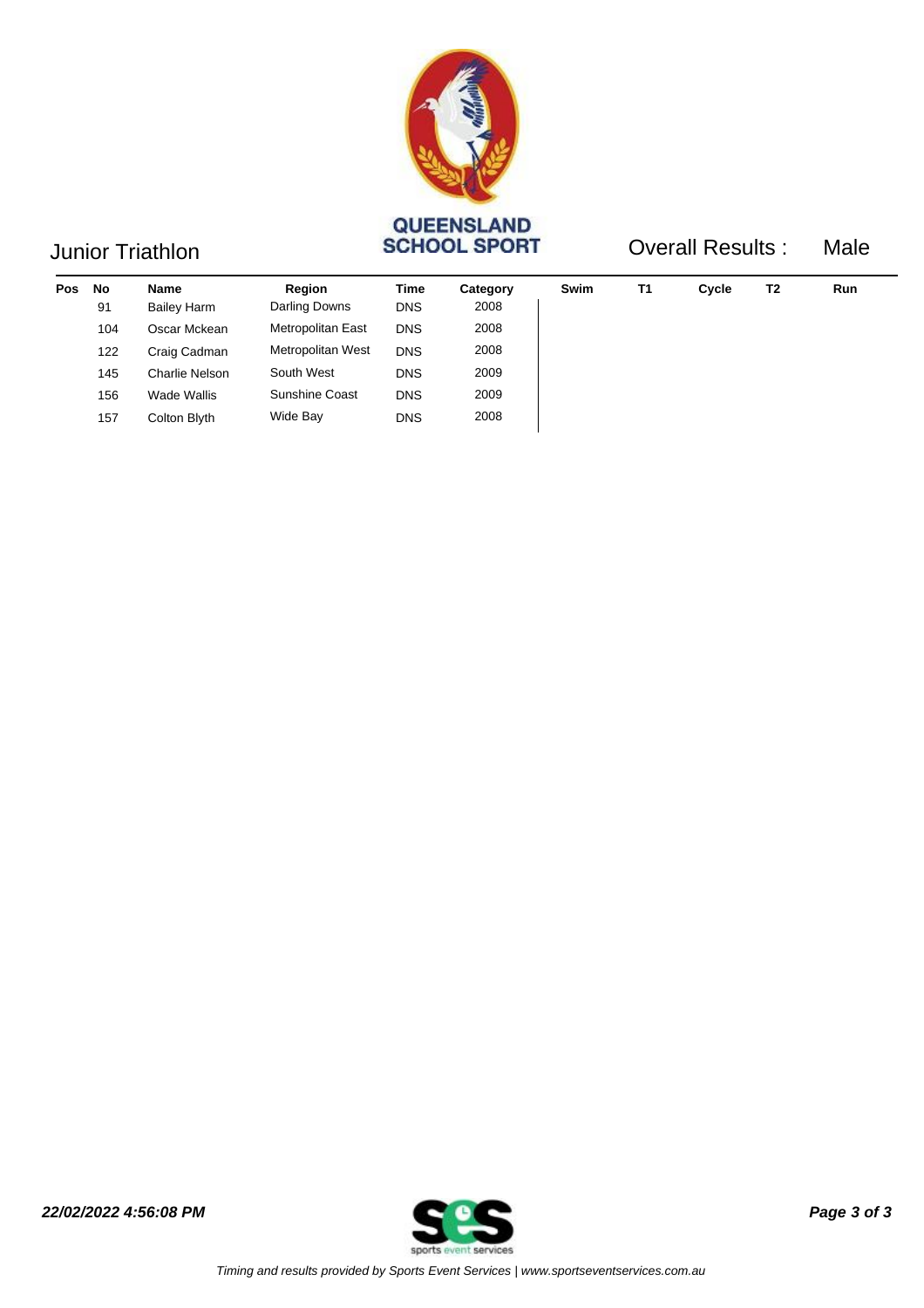QUEENSLAND SCHOOL SPORT

## Junior Triathlon

## Overall Results : Male

| Pos | No | Name | Region | Time | Category | Swim | T1 | Cycle | T2 | Run |
|---|---|---|---|---|---|---|---|---|---|---|
| | 91 | Bailey Harm | Darling Downs | DNS | 2008 | | | | | |
| | 104 | Oscar Mckean | Metropolitan East | DNS | 2008 | | | | | |
| | 122 | Craig Cadman | Metropolitan West | DNS | 2008 | | | | | |
| | 145 | Charlie Nelson | South West | DNS | 2009 | | | | | |
| | 156 | Wade Wallis | Sunshine Coast | DNS | 2009 | | | | | |
| | 157 | Colton Blyth | Wide Bay | DNS | 2008 | | | | | |

***22/02/2022 4:56:08 PM***

*Timing and results provided by Sports Event Services | www.sportseventservices.com.au*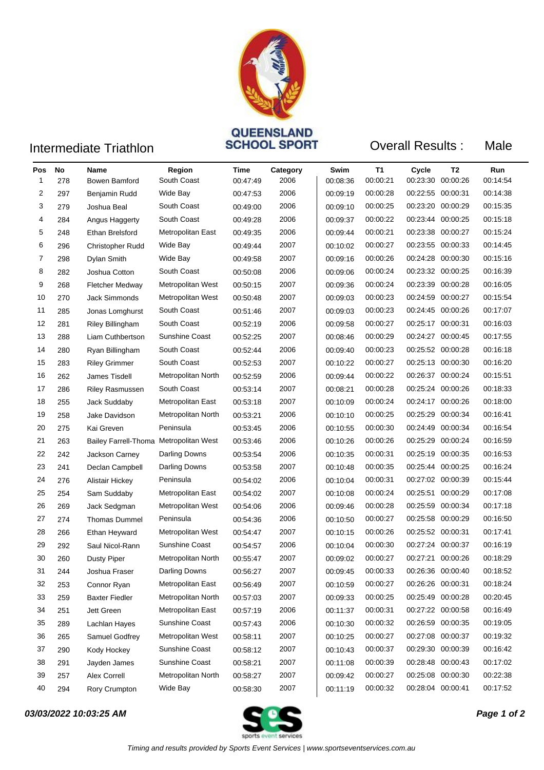QUEENSLAND SCHOOL SPORT

# Intermediate Triathlon

## Overall Results : Male

| Pos | No | Name | Region | Time | Category | Swim | T1 | Cycle | T2 | Run |
|---|---|---|---|---|---|---|---|---|---|---|
| 1 | 278 | Bowen Bamford | South Coast | 00:47:49 | 2006 | 00:08:36 | 00:00:21 | 00:23:30 | 00:00:26 | 00:14:54 |
| 2 | 297 | Benjamin Rudd | Wide Bay | 00:47:53 | 2006 | 00:09:19 | 00:00:28 | 00:22:55 | 00:00:31 | 00:14:38 |
| 3 | 279 | Joshua Beal | South Coast | 00:49:00 | 2006 | 00:09:10 | 00:00:25 | 00:23:20 | 00:00:29 | 00:15:35 |
| 4 | 284 | Angus Haggerty | South Coast | 00:49:28 | 2006 | 00:09:37 | 00:00:22 | 00:23:44 | 00:00:25 | 00:15:18 |
| 5 | 248 | Ethan Brelsford | Metropolitan East | 00:49:35 | 2006 | 00:09:44 | 00:00:21 | 00:23:38 | 00:00:27 | 00:15:24 |
| 6 | 296 | Christopher Rudd | Wide Bay | 00:49:44 | 2007 | 00:10:02 | 00:00:27 | 00:23:55 | 00:00:33 | 00:14:45 |
| 7 | 298 | Dylan Smith | Wide Bay | 00:49:58 | 2007 | 00:09:16 | 00:00:26 | 00:24:28 | 00:00:30 | 00:15:16 |
| 8 | 282 | Joshua Cotton | South Coast | 00:50:08 | 2006 | 00:09:06 | 00:00:24 | 00:23:32 | 00:00:25 | 00:16:39 |
| 9 | 268 | Fletcher Medway | Metropolitan West | 00:50:15 | 2007 | 00:09:36 | 00:00:24 | 00:23:39 | 00:00:28 | 00:16:05 |
| 10 | 270 | Jack Simmonds | Metropolitan West | 00:50:48 | 2007 | 00:09:03 | 00:00:23 | 00:24:59 | 00:00:27 | 00:15:54 |
| 11 | 285 | Jonas Lomghurst | South Coast | 00:51:46 | 2007 | 00:09:03 | 00:00:23 | 00:24:45 | 00:00:26 | 00:17:07 |
| 12 | 281 | Riley Billingham | South Coast | 00:52:19 | 2006 | 00:09:58 | 00:00:27 | 00:25:17 | 00:00:31 | 00:16:03 |
| 13 | 288 | Liam Cuthbertson | Sunshine Coast | 00:52:25 | 2007 | 00:08:46 | 00:00:29 | 00:24:27 | 00:00:45 | 00:17:55 |
| 14 | 280 | Ryan Billingham | South Coast | 00:52:44 | 2006 | 00:09:40 | 00:00:23 | 00:25:52 | 00:00:28 | 00:16:18 |
| 15 | 283 | Riley Grimmer | South Coast | 00:52:53 | 2007 | 00:10:22 | 00:00:27 | 00:25:13 | 00:00:30 | 00:16:20 |
| 16 | 262 | James Tisdell | Metropolitan North | 00:52:59 | 2006 | 00:09:44 | 00:00:22 | 00:26:37 | 00:00:24 | 00:15:51 |
| 17 | 286 | Riley Rasmussen | South Coast | 00:53:14 | 2007 | 00:08:21 | 00:00:28 | 00:25:24 | 00:00:26 | 00:18:33 |
| 18 | 255 | Jack Suddaby | Metropolitan East | 00:53:18 | 2007 | 00:10:09 | 00:00:24 | 00:24:17 | 00:00:26 | 00:18:00 |
| 19 | 258 | Jake Davidson | Metropolitan North | 00:53:21 | 2006 | 00:10:10 | 00:00:25 | 00:25:29 | 00:00:34 | 00:16:41 |
| 20 | 275 | Kai Greven | Peninsula | 00:53:45 | 2006 | 00:10:55 | 00:00:30 | 00:24:49 | 00:00:34 | 00:16:54 |
| 21 | 263 | Bailey Farrell-Thoma | Metropolitan West | 00:53:46 | 2006 | 00:10:26 | 00:00:26 | 00:25:29 | 00:00:24 | 00:16:59 |
| 22 | 242 | Jackson Carney | Darling Downs | 00:53:54 | 2006 | 00:10:35 | 00:00:31 | 00:25:19 | 00:00:35 | 00:16:53 |
| 23 | 241 | Declan Campbell | Darling Downs | 00:53:58 | 2007 | 00:10:48 | 00:00:35 | 00:25:44 | 00:00:25 | 00:16:24 |
| 24 | 276 | Alistair Hickey | Peninsula | 00:54:02 | 2006 | 00:10:04 | 00:00:31 | 00:27:02 | 00:00:39 | 00:15:44 |
| 25 | 254 | Sam Suddaby | Metropolitan East | 00:54:02 | 2007 | 00:10:08 | 00:00:24 | 00:25:51 | 00:00:29 | 00:17:08 |
| 26 | 269 | Jack Sedgman | Metropolitan West | 00:54:06 | 2006 | 00:09:46 | 00:00:28 | 00:25:59 | 00:00:34 | 00:17:18 |
| 27 | 274 | Thomas Dummel | Peninsula | 00:54:36 | 2006 | 00:10:50 | 00:00:27 | 00:25:58 | 00:00:29 | 00:16:50 |
| 28 | 266 | Ethan Heyward | Metropolitan West | 00:54:47 | 2007 | 00:10:15 | 00:00:26 | 00:25:52 | 00:00:31 | 00:17:41 |
| 29 | 292 | Saul Nicol-Rann | Sunshine Coast | 00:54:57 | 2006 | 00:10:04 | 00:00:30 | 00:27:24 | 00:00:37 | 00:16:19 |
| 30 | 260 | Dusty Piper | Metropolitan North | 00:55:47 | 2007 | 00:09:02 | 00:00:27 | 00:27:21 | 00:00:26 | 00:18:29 |
| 31 | 244 | Joshua Fraser | Darling Downs | 00:56:27 | 2007 | 00:09:45 | 00:00:33 | 00:26:36 | 00:00:40 | 00:18:52 |
| 32 | 253 | Connor Ryan | Metropolitan East | 00:56:49 | 2007 | 00:10:59 | 00:00:27 | 00:26:26 | 00:00:31 | 00:18:24 |
| 33 | 259 | Baxter Fiedler | Metropolitan North | 00:57:03 | 2007 | 00:09:33 | 00:00:25 | 00:25:49 | 00:00:28 | 00:20:45 |
| 34 | 251 | Jett Green | Metropolitan East | 00:57:19 | 2006 | 00:11:37 | 00:00:31 | 00:27:22 | 00:00:58 | 00:16:49 |
| 35 | 289 | Lachlan Hayes | Sunshine Coast | 00:57:43 | 2006 | 00:10:30 | 00:00:32 | 00:26:59 | 00:00:35 | 00:19:05 |
| 36 | 265 | Samuel Godfrey | Metropolitan West | 00:58:11 | 2007 | 00:10:25 | 00:00:27 | 00:27:08 | 00:00:37 | 00:19:32 |
| 37 | 290 | Kody Hockey | Sunshine Coast | 00:58:12 | 2007 | 00:10:43 | 00:00:37 | 00:29:30 | 00:00:39 | 00:16:42 |
| 38 | 291 | Jayden James | Sunshine Coast | 00:58:21 | 2007 | 00:11:08 | 00:00:39 | 00:28:48 | 00:00:43 | 00:17:02 |
| 39 | 257 | Alex Correll | Metropolitan North | 00:58:27 | 2007 | 00:09:42 | 00:00:27 | 00:25:08 | 00:00:30 | 00:22:38 |
| 40 | 294 | Rory Crumpton | Wide Bay | 00:58:30 | 2007 | 00:11:19 | 00:00:32 | 00:28:04 | 00:00:41 | 00:17:52 |

***03/03/2022 10:03:25 AM***

*Timing and results provided by Sports Event Services | www.sportseventservices.com.au*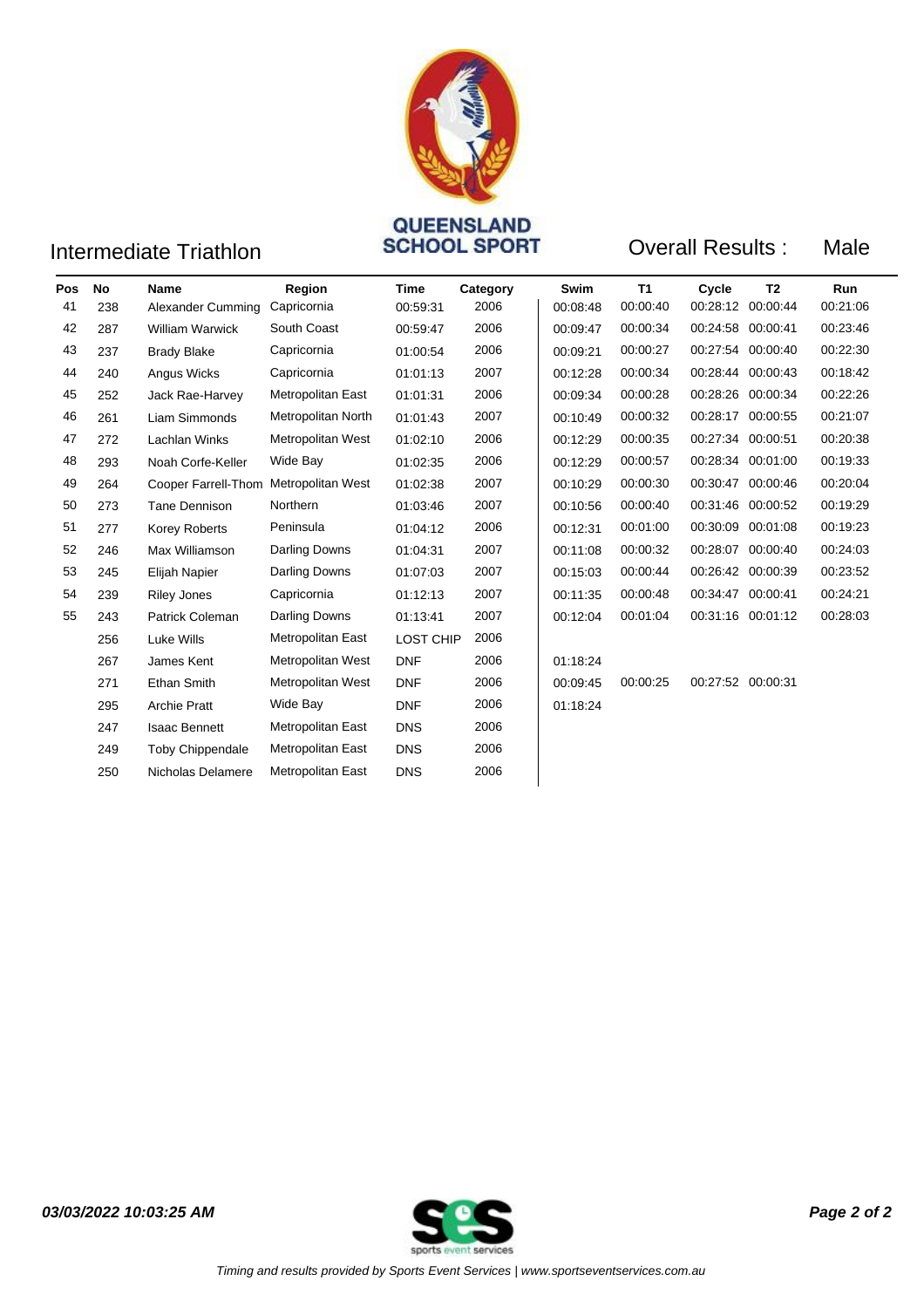QUEENSLAND SCHOOL SPORT

## Intermediate Triathlon

## Overall Results : Male

| Pos | No | Name | Region | Time | Category | Swim | T1 | Cycle | T2 | Run |
|---|---|---|---|---|---|---|---|---|---|---|
| 41 | 238 | Alexander Cumming | Capricornia | 00:59:31 | 2006 | 00:08:48 | 00:00:40 | 00:28:12 | 00:00:44 | 00:21:06 |
| 42 | 287 | William Warwick | South Coast | 00:59:47 | 2006 | 00:09:47 | 00:00:34 | 00:24:58 | 00:00:41 | 00:23:46 |
| 43 | 237 | Brady Blake | Capricornia | 01:00:54 | 2006 | 00:09:21 | 00:00:27 | 00:27:54 | 00:00:40 | 00:22:30 |
| 44 | 240 | Angus Wicks | Capricornia | 01:01:13 | 2007 | 00:12:28 | 00:00:34 | 00:28:44 | 00:00:43 | 00:18:42 |
| 45 | 252 | Jack Rae-Harvey | Metropolitan East | 01:01:31 | 2006 | 00:09:34 | 00:00:28 | 00:28:26 | 00:00:34 | 00:22:26 |
| 46 | 261 | Liam Simmonds | Metropolitan North | 01:01:43 | 2007 | 00:10:49 | 00:00:32 | 00:28:17 | 00:00:55 | 00:21:07 |
| 47 | 272 | Lachlan Winks | Metropolitan West | 01:02:10 | 2006 | 00:12:29 | 00:00:35 | 00:27:34 | 00:00:51 | 00:20:38 |
| 48 | 293 | Noah Corfe-Keller | Wide Bay | 01:02:35 | 2006 | 00:12:29 | 00:00:57 | 00:28:34 | 00:01:00 | 00:19:33 |
| 49 | 264 | Cooper Farrell-Thom | Metropolitan West | 01:02:38 | 2007 | 00:10:29 | 00:00:30 | 00:30:47 | 00:00:46 | 00:20:04 |
| 50 | 273 | Tane Dennison | Northern | 01:03:46 | 2007 | 00:10:56 | 00:00:40 | 00:31:46 | 00:00:52 | 00:19:29 |
| 51 | 277 | Korey Roberts | Peninsula | 01:04:12 | 2006 | 00:12:31 | 00:01:00 | 00:30:09 | 00:01:08 | 00:19:23 |
| 52 | 246 | Max Williamson | Darling Downs | 01:04:31 | 2007 | 00:11:08 | 00:00:32 | 00:28:07 | 00:00:40 | 00:24:03 |
| 53 | 245 | Elijah Napier | Darling Downs | 01:07:03 | 2007 | 00:15:03 | 00:00:44 | 00:26:42 | 00:00:39 | 00:23:52 |
| 54 | 239 | Riley Jones | Capricornia | 01:12:13 | 2007 | 00:11:35 | 00:00:48 | 00:34:47 | 00:00:41 | 00:24:21 |
| 55 | 243 | Patrick Coleman | Darling Downs | 01:13:41 | 2007 | 00:12:04 | 00:01:04 | 00:31:16 | 00:01:12 | 00:28:03 |
| | 256 | Luke Wills | Metropolitan East | LOST CHIP | 2006 | | | | | |
| | 267 | James Kent | Metropolitan West | DNF | 2006 | 01:18:24 | | | | |
| | 271 | Ethan Smith | Metropolitan West | DNF | 2006 | 00:09:45 | 00:00:25 | 00:27:52 | 00:00:31 | |
| | 295 | Archie Pratt | Wide Bay | DNF | 2006 | 01:18:24 | | | | |
| | 247 | Isaac Bennett | Metropolitan East | DNS | 2006 | | | | | |
| | 249 | Toby Chippendale | Metropolitan East | DNS | 2006 | | | | | |
| | 250 | Nicholas Delamere | Metropolitan East | DNS | 2006 | | | | | |

***03/03/2022 10:03:25 AM***

*Timing and results provided by Sports Event Services | www.sportseventservices.com.au*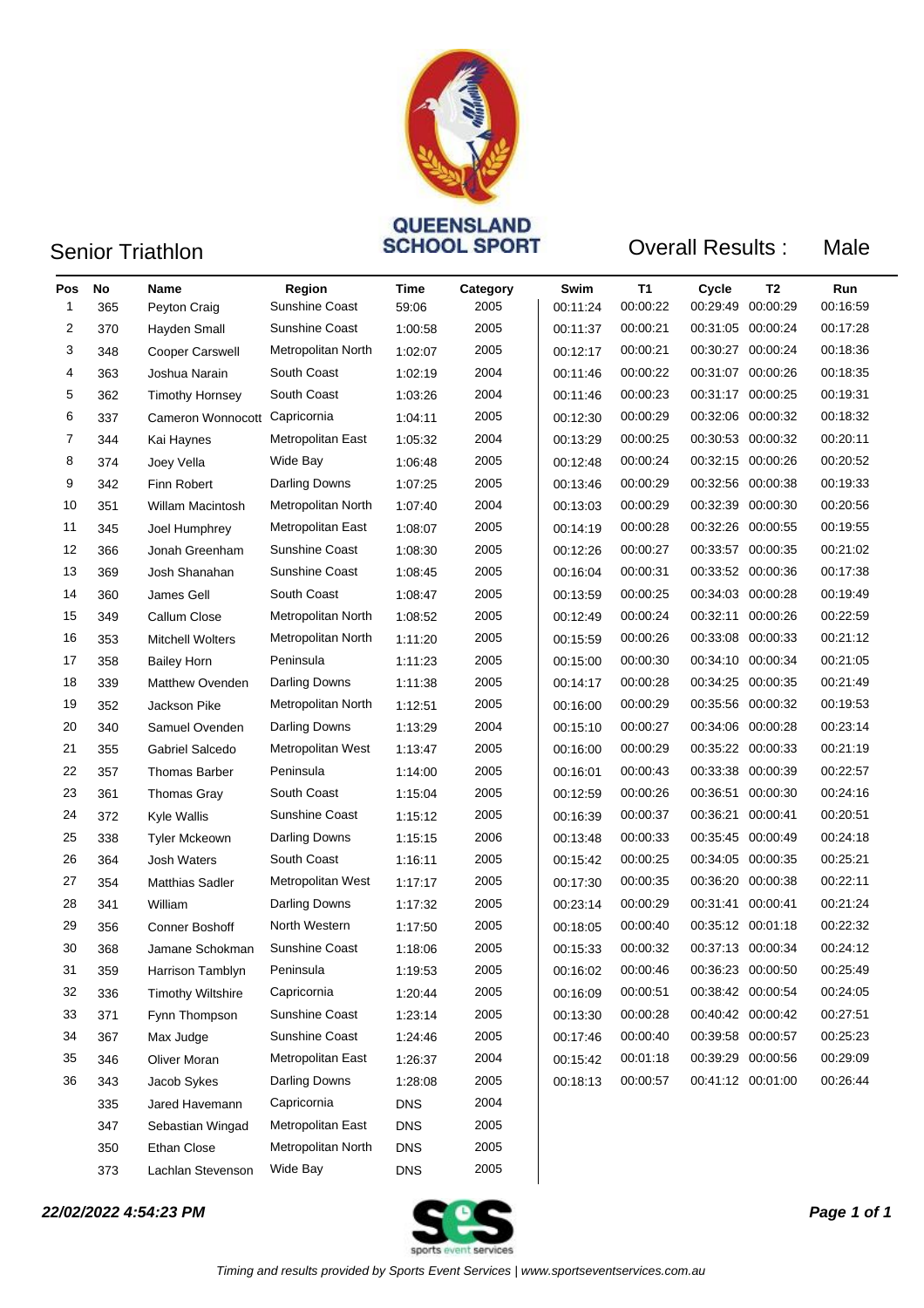QUEENSLAND SCHOOL SPORT

## Senior Triathlon

Overall Results : Male

| Pos | No | Name | Region | Time | Category | Swim | T1 | Cycle | T2 | Run |
|---|---|---|---|---|---|---|---|---|---|---|
| 1 | 365 | Peyton Craig | Sunshine Coast | 59:06 | 2005 | 00:11:24 | 00:00:22 | 00:29:49 | 00:00:29 | 00:16:59 |
| 2 | 370 | Hayden Small | Sunshine Coast | 1:00:58 | 2005 | 00:11:37 | 00:00:21 | 00:31:05 | 00:00:24 | 00:17:28 |
| 3 | 348 | Cooper Carswell | Metropolitan North | 1:02:07 | 2005 | 00:12:17 | 00:00:21 | 00:30:27 | 00:00:24 | 00:18:36 |
| 4 | 363 | Joshua Narain | South Coast | 1:02:19 | 2004 | 00:11:46 | 00:00:22 | 00:31:07 | 00:00:26 | 00:18:35 |
| 5 | 362 | Timothy Hornsey | South Coast | 1:03:26 | 2004 | 00:11:46 | 00:00:23 | 00:31:17 | 00:00:25 | 00:19:31 |
| 6 | 337 | Cameron Wonnocott | Capricornia | 1:04:11 | 2005 | 00:12:30 | 00:00:29 | 00:32:06 | 00:00:32 | 00:18:32 |
| 7 | 344 | Kai Haynes | Metropolitan East | 1:05:32 | 2004 | 00:13:29 | 00:00:25 | 00:30:53 | 00:00:32 | 00:20:11 |
| 8 | 374 | Joey Vella | Wide Bay | 1:06:48 | 2005 | 00:12:48 | 00:00:24 | 00:32:15 | 00:00:26 | 00:20:52 |
| 9 | 342 | Finn Robert | Darling Downs | 1:07:25 | 2005 | 00:13:46 | 00:00:29 | 00:32:56 | 00:00:38 | 00:19:33 |
| 10 | 351 | Willam Macintosh | Metropolitan North | 1:07:40 | 2004 | 00:13:03 | 00:00:29 | 00:32:39 | 00:00:30 | 00:20:56 |
| 11 | 345 | Joel Humphrey | Metropolitan East | 1:08:07 | 2005 | 00:14:19 | 00:00:28 | 00:32:26 | 00:00:55 | 00:19:55 |
| 12 | 366 | Jonah Greenham | Sunshine Coast | 1:08:30 | 2005 | 00:12:26 | 00:00:27 | 00:33:57 | 00:00:35 | 00:21:02 |
| 13 | 369 | Josh Shanahan | Sunshine Coast | 1:08:45 | 2005 | 00:16:04 | 00:00:31 | 00:33:52 | 00:00:36 | 00:17:38 |
| 14 | 360 | James Gell | South Coast | 1:08:47 | 2005 | 00:13:59 | 00:00:25 | 00:34:03 | 00:00:28 | 00:19:49 |
| 15 | 349 | Callum Close | Metropolitan North | 1:08:52 | 2005 | 00:12:49 | 00:00:24 | 00:32:11 | 00:00:26 | 00:22:59 |
| 16 | 353 | Mitchell Wolters | Metropolitan North | 1:11:20 | 2005 | 00:15:59 | 00:00:26 | 00:33:08 | 00:00:33 | 00:21:12 |
| 17 | 358 | Bailey Horn | Peninsula | 1:11:23 | 2005 | 00:15:00 | 00:00:30 | 00:34:10 | 00:00:34 | 00:21:05 |
| 18 | 339 | Matthew Ovenden | Darling Downs | 1:11:38 | 2005 | 00:14:17 | 00:00:28 | 00:34:25 | 00:00:35 | 00:21:49 |
| 19 | 352 | Jackson Pike | Metropolitan North | 1:12:51 | 2005 | 00:16:00 | 00:00:29 | 00:35:56 | 00:00:32 | 00:19:53 |
| 20 | 340 | Samuel Ovenden | Darling Downs | 1:13:29 | 2004 | 00:15:10 | 00:00:27 | 00:34:06 | 00:00:28 | 00:23:14 |
| 21 | 355 | Gabriel Salcedo | Metropolitan West | 1:13:47 | 2005 | 00:16:00 | 00:00:29 | 00:35:22 | 00:00:33 | 00:21:19 |
| 22 | 357 | Thomas Barber | Peninsula | 1:14:00 | 2005 | 00:16:01 | 00:00:43 | 00:33:38 | 00:00:39 | 00:22:57 |
| 23 | 361 | Thomas Gray | South Coast | 1:15:04 | 2005 | 00:12:59 | 00:00:26 | 00:36:51 | 00:00:30 | 00:24:16 |
| 24 | 372 | Kyle Wallis | Sunshine Coast | 1:15:12 | 2005 | 00:16:39 | 00:00:37 | 00:36:21 | 00:00:41 | 00:20:51 |
| 25 | 338 | Tyler Mckeown | Darling Downs | 1:15:15 | 2006 | 00:13:48 | 00:00:33 | 00:35:45 | 00:00:49 | 00:24:18 |
| 26 | 364 | Josh Waters | South Coast | 1:16:11 | 2005 | 00:15:42 | 00:00:25 | 00:34:05 | 00:00:35 | 00:25:21 |
| 27 | 354 | Matthias Sadler | Metropolitan West | 1:17:17 | 2005 | 00:17:30 | 00:00:35 | 00:36:20 | 00:00:38 | 00:22:11 |
| 28 | 341 | William | Darling Downs | 1:17:32 | 2005 | 00:23:14 | 00:00:29 | 00:31:41 | 00:00:41 | 00:21:24 |
| 29 | 356 | Conner Boshoff | North Western | 1:17:50 | 2005 | 00:18:05 | 00:00:40 | 00:35:12 | 00:01:18 | 00:22:32 |
| 30 | 368 | Jamane Schokman | Sunshine Coast | 1:18:06 | 2005 | 00:15:33 | 00:00:32 | 00:37:13 | 00:00:34 | 00:24:12 |
| 31 | 359 | Harrison Tamblyn | Peninsula | 1:19:53 | 2005 | 00:16:02 | 00:00:46 | 00:36:23 | 00:00:50 | 00:25:49 |
| 32 | 336 | Timothy Wiltshire | Capricornia | 1:20:44 | 2005 | 00:16:09 | 00:00:51 | 00:38:42 | 00:00:54 | 00:24:05 |
| 33 | 371 | Fynn Thompson | Sunshine Coast | 1:23:14 | 2005 | 00:13:30 | 00:00:28 | 00:40:42 | 00:00:42 | 00:27:51 |
| 34 | 367 | Max Judge | Sunshine Coast | 1:24:46 | 2005 | 00:17:46 | 00:00:40 | 00:39:58 | 00:00:57 | 00:25:23 |
| 35 | 346 | Oliver Moran | Metropolitan East | 1:26:37 | 2004 | 00:15:42 | 00:01:18 | 00:39:29 | 00:00:56 | 00:29:09 |
| 36 | 343 | Jacob Sykes | Darling Downs | 1:28:08 | 2005 | 00:18:13 | 00:00:57 | 00:41:12 | 00:01:00 | 00:26:44 |
| | 335 | Jared Havemann | Capricornia | DNS | 2004 | | | | | |
| | 347 | Sebastian Wingad | Metropolitan East | DNS | 2005 | | | | | |
| | 350 | Ethan Close | Metropolitan North | DNS | 2005 | | | | | |
| | 373 | Lachlan Stevenson | Wide Bay | DNS | 2005 | | | | | |

***22/02/2022 4:54:23 PM***

*Timing and results provided by Sports Event Services | www.sportseventservices.com.au*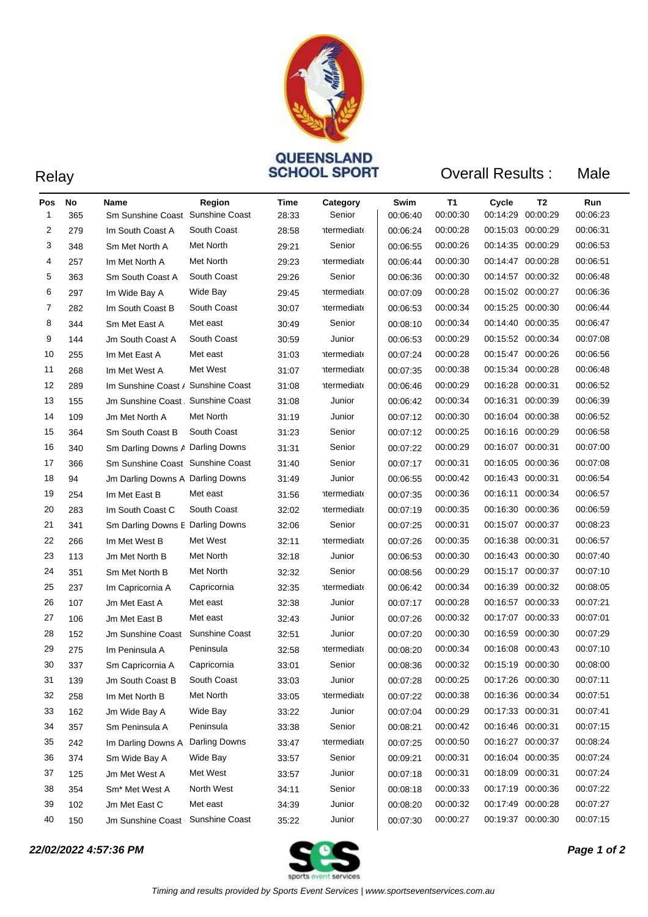QUEENSLAND SCHOOL SPORT

Relay

Overall Results : Male

| Pos | No | Name | Region | Time | Category | Swim | T1 | Cycle | T2 | Run |
|---|---|---|---|---|---|---|---|---|---|---|
| 1 | 365 | Sm Sunshine Coast | Sunshine Coast | 28:33 | Senior | 00:06:40 | 00:00:30 | 00:14:29 | 00:00:29 | 00:06:23 |
| 2 | 279 | Im South Coast A | South Coast | 28:58 | ntermediate | 00:06:24 | 00:00:28 | 00:15:03 | 00:00:29 | 00:06:31 |
| 3 | 348 | Sm Met North A | Met North | 29:21 | Senior | 00:06:55 | 00:00:26 | 00:14:35 | 00:00:29 | 00:06:53 |
| 4 | 257 | Im Met North A | Met North | 29:23 | ntermediate | 00:06:44 | 00:00:30 | 00:14:47 | 00:00:28 | 00:06:51 |
| 5 | 363 | Sm South Coast A | South Coast | 29:26 | Senior | 00:06:36 | 00:00:30 | 00:14:57 | 00:00:32 | 00:06:48 |
| 6 | 297 | Im Wide Bay A | Wide Bay | 29:45 | ntermediate | 00:07:09 | 00:00:28 | 00:15:02 | 00:00:27 | 00:06:36 |
| 7 | 282 | Im South Coast B | South Coast | 30:07 | ntermediate | 00:06:53 | 00:00:34 | 00:15:25 | 00:00:30 | 00:06:44 |
| 8 | 344 | Sm Met East A | Met east | 30:49 | Senior | 00:08:10 | 00:00:34 | 00:14:40 | 00:00:35 | 00:06:47 |
| 9 | 144 | Jm South Coast A | South Coast | 30:59 | Junior | 00:06:53 | 00:00:29 | 00:15:52 | 00:00:34 | 00:07:08 |
| 10 | 255 | Im Met East A | Met east | 31:03 | ntermediate | 00:07:24 | 00:00:28 | 00:15:47 | 00:00:26 | 00:06:56 |
| 11 | 268 | Im Met West A | Met West | 31:07 | ntermediate | 00:07:35 | 00:00:38 | 00:15:34 | 00:00:28 | 00:06:48 |
| 12 | 289 | Im Sunshine Coast / | Sunshine Coast | 31:08 | ntermediate | 00:06:46 | 00:00:29 | 00:16:28 | 00:00:31 | 00:06:52 |
| 13 | 155 | Jm Sunshine Coast | Sunshine Coast | 31:08 | Junior | 00:06:42 | 00:00:34 | 00:16:31 | 00:00:39 | 00:06:39 |
| 14 | 109 | Jm Met North A | Met North | 31:19 | Junior | 00:07:12 | 00:00:30 | 00:16:04 | 00:00:38 | 00:06:52 |
| 15 | 364 | Sm South Coast B | South Coast | 31:23 | Senior | 00:07:12 | 00:00:25 | 00:16:16 | 00:00:29 | 00:06:58 |
| 16 | 340 | Sm Darling Downs A | Darling Downs | 31:31 | Senior | 00:07:22 | 00:00:29 | 00:16:07 | 00:00:31 | 00:07:00 |
| 17 | 366 | Sm Sunshine Coast | Sunshine Coast | 31:40 | Senior | 00:07:17 | 00:00:31 | 00:16:05 | 00:00:36 | 00:07:08 |
| 18 | 94 | Jm Darling Downs A | Darling Downs | 31:49 | Junior | 00:06:55 | 00:00:42 | 00:16:43 | 00:00:31 | 00:06:54 |
| 19 | 254 | Im Met East B | Met east | 31:56 | ntermediate | 00:07:35 | 00:00:36 | 00:16:11 | 00:00:34 | 00:06:57 |
| 20 | 283 | Im South Coast C | South Coast | 32:02 | ntermediate | 00:07:19 | 00:00:35 | 00:16:30 | 00:00:36 | 00:06:59 |
| 21 | 341 | Sm Darling Downs E | Darling Downs | 32:06 | Senior | 00:07:25 | 00:00:31 | 00:15:07 | 00:00:37 | 00:08:23 |
| 22 | 266 | Im Met West B | Met West | 32:11 | ntermediate | 00:07:26 | 00:00:35 | 00:16:38 | 00:00:31 | 00:06:57 |
| 23 | 113 | Jm Met North B | Met North | 32:18 | Junior | 00:06:53 | 00:00:30 | 00:16:43 | 00:00:30 | 00:07:40 |
| 24 | 351 | Sm Met North B | Met North | 32:32 | Senior | 00:08:56 | 00:00:29 | 00:15:17 | 00:00:37 | 00:07:10 |
| 25 | 237 | Im Capricornia A | Capricornia | 32:35 | ntermediate | 00:06:42 | 00:00:34 | 00:16:39 | 00:00:32 | 00:08:05 |
| 26 | 107 | Jm Met East A | Met east | 32:38 | Junior | 00:07:17 | 00:00:28 | 00:16:57 | 00:00:33 | 00:07:21 |
| 27 | 106 | Jm Met East B | Met east | 32:43 | Junior | 00:07:26 | 00:00:32 | 00:17:07 | 00:00:33 | 00:07:01 |
| 28 | 152 | Jm Sunshine Coast | Sunshine Coast | 32:51 | Junior | 00:07:20 | 00:00:30 | 00:16:59 | 00:00:30 | 00:07:29 |
| 29 | 275 | Im Peninsula A | Peninsula | 32:58 | ntermediate | 00:08:20 | 00:00:34 | 00:16:08 | 00:00:43 | 00:07:10 |
| 30 | 337 | Sm Capricornia A | Capricornia | 33:01 | Senior | 00:08:36 | 00:00:32 | 00:15:19 | 00:00:30 | 00:08:00 |
| 31 | 139 | Jm South Coast B | South Coast | 33:03 | Junior | 00:07:28 | 00:00:25 | 00:17:26 | 00:00:30 | 00:07:11 |
| 32 | 258 | Im Met North B | Met North | 33:05 | ntermediate | 00:07:22 | 00:00:38 | 00:16:36 | 00:00:34 | 00:07:51 |
| 33 | 162 | Jm Wide Bay A | Wide Bay | 33:22 | Junior | 00:07:04 | 00:00:29 | 00:17:33 | 00:00:31 | 00:07:41 |
| 34 | 357 | Sm Peninsula A | Peninsula | 33:38 | Senior | 00:08:21 | 00:00:42 | 00:16:46 | 00:00:31 | 00:07:15 |
| 35 | 242 | Im Darling Downs A | Darling Downs | 33:47 | ntermediate | 00:07:25 | 00:00:50 | 00:16:27 | 00:00:37 | 00:08:24 |
| 36 | 374 | Sm Wide Bay A | Wide Bay | 33:57 | Senior | 00:09:21 | 00:00:31 | 00:16:04 | 00:00:35 | 00:07:24 |
| 37 | 125 | Jm Met West A | Met West | 33:57 | Junior | 00:07:18 | 00:00:31 | 00:18:09 | 00:00:31 | 00:07:24 |
| 38 | 354 | Sm* Met West A | North West | 34:11 | Senior | 00:08:18 | 00:00:33 | 00:17:19 | 00:00:36 | 00:07:22 |
| 39 | 102 | Jm Met East C | Met east | 34:39 | Junior | 00:08:20 | 00:00:32 | 00:17:49 | 00:00:28 | 00:07:27 |
| 40 | 150 | Jm Sunshine Coast | Sunshine Coast | 35:22 | Junior | 00:07:30 | 00:00:27 | 00:19:37 | 00:00:30 | 00:07:15 |

***22/02/2022 4:57:36 PM***

*Timing and results provided by Sports Event Services | www.sportseventservices.com.au*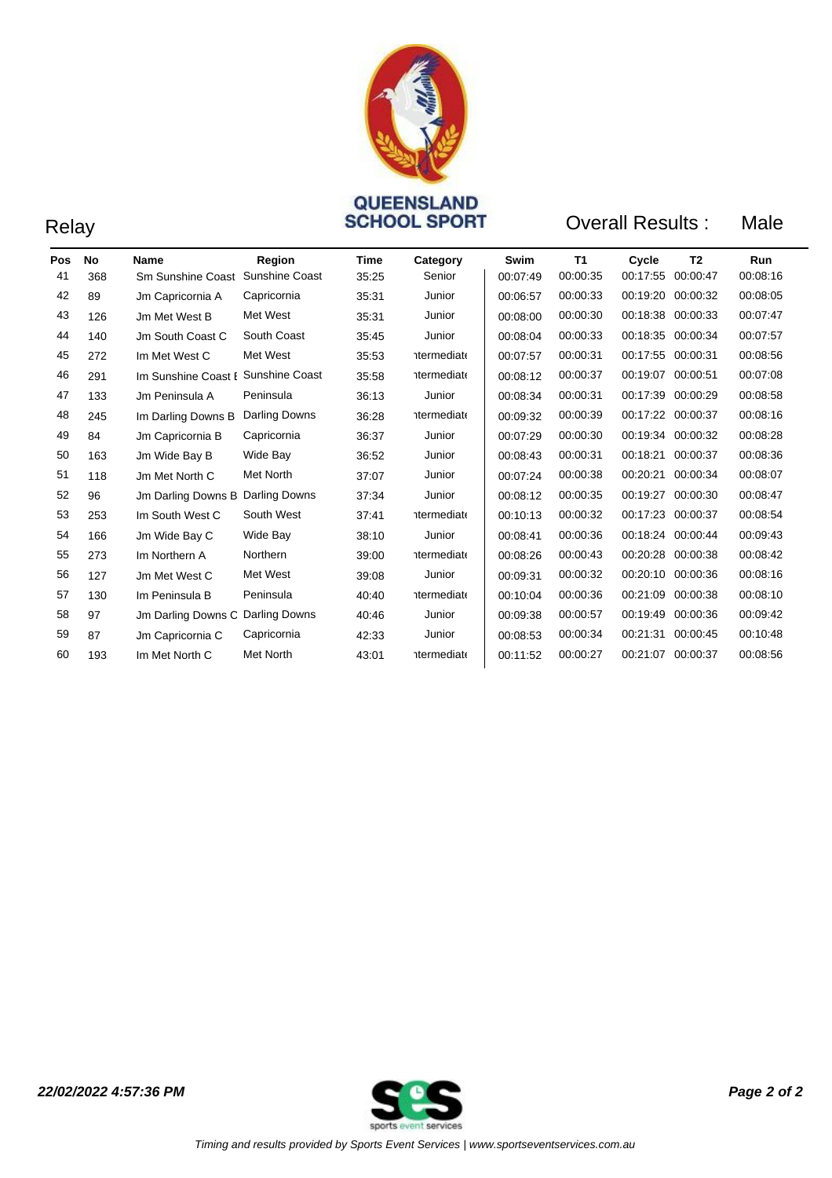QUEENSLAND SCHOOL SPORT

Relay

Overall Results : Male

| Pos | No | Name | Region | Time | Category | Swim | T1 | Cycle | T2 | Run |
|---|---|---|---|---|---|---|---|---|---|---|
| 41 | 368 | Sm Sunshine Coast | Sunshine Coast | 35:25 | Senior | 00:07:49 | 00:00:35 | 00:17:55 | 00:00:47 | 00:08:16 |
| 42 | 89 | Jm Capricornia A | Capricornia | 35:31 | Junior | 00:06:57 | 00:00:33 | 00:19:20 | 00:00:32 | 00:08:05 |
| 43 | 126 | Jm Met West B | Met West | 35:31 | Junior | 00:08:00 | 00:00:30 | 00:18:38 | 00:00:33 | 00:07:47 |
| 44 | 140 | Jm South Coast C | South Coast | 35:45 | Junior | 00:08:04 | 00:00:33 | 00:18:35 | 00:00:34 | 00:07:57 |
| 45 | 272 | Im Met West C | Met West | 35:53 | ntermediate | 00:07:57 | 00:00:31 | 00:17:55 | 00:00:31 | 00:08:56 |
| 46 | 291 | Im Sunshine Coast E | Sunshine Coast | 35:58 | ntermediate | 00:08:12 | 00:00:37 | 00:19:07 | 00:00:51 | 00:07:08 |
| 47 | 133 | Jm Peninsula A | Peninsula | 36:13 | Junior | 00:08:34 | 00:00:31 | 00:17:39 | 00:00:29 | 00:08:58 |
| 48 | 245 | Im Darling Downs B | Darling Downs | 36:28 | ntermediate | 00:09:32 | 00:00:39 | 00:17:22 | 00:00:37 | 00:08:16 |
| 49 | 84 | Jm Capricornia B | Capricornia | 36:37 | Junior | 00:07:29 | 00:00:30 | 00:19:34 | 00:00:32 | 00:08:28 |
| 50 | 163 | Jm Wide Bay B | Wide Bay | 36:52 | Junior | 00:08:43 | 00:00:31 | 00:18:21 | 00:00:37 | 00:08:36 |
| 51 | 118 | Jm Met North C | Met North | 37:07 | Junior | 00:07:24 | 00:00:38 | 00:20:21 | 00:00:34 | 00:08:07 |
| 52 | 96 | Jm Darling Downs B | Darling Downs | 37:34 | Junior | 00:08:12 | 00:00:35 | 00:19:27 | 00:00:30 | 00:08:47 |
| 53 | 253 | Im South West C | South West | 37:41 | ntermediate | 00:10:13 | 00:00:32 | 00:17:23 | 00:00:37 | 00:08:54 |
| 54 | 166 | Jm Wide Bay C | Wide Bay | 38:10 | Junior | 00:08:41 | 00:00:36 | 00:18:24 | 00:00:44 | 00:09:43 |
| 55 | 273 | Im Northern A | Northern | 39:00 | ntermediate | 00:08:26 | 00:00:43 | 00:20:28 | 00:00:38 | 00:08:42 |
| 56 | 127 | Jm Met West C | Met West | 39:08 | Junior | 00:09:31 | 00:00:32 | 00:20:10 | 00:00:36 | 00:08:16 |
| 57 | 130 | Im Peninsula B | Peninsula | 40:40 | ntermediate | 00:10:04 | 00:00:36 | 00:21:09 | 00:00:38 | 00:08:10 |
| 58 | 97 | Jm Darling Downs C | Darling Downs | 40:46 | Junior | 00:09:38 | 00:00:57 | 00:19:49 | 00:00:36 | 00:09:42 |
| 59 | 87 | Jm Capricornia C | Capricornia | 42:33 | Junior | 00:08:53 | 00:00:34 | 00:21:31 | 00:00:45 | 00:10:48 |
| 60 | 193 | Im Met North C | Met North | 43:01 | ntermediate | 00:11:52 | 00:00:27 | 00:21:07 | 00:00:37 | 00:08:56 |

***22/02/2022 4:57:36 PM***

sports event services

*Timing and results provided by Sports Event Services | www.sportseventservices.com.au*